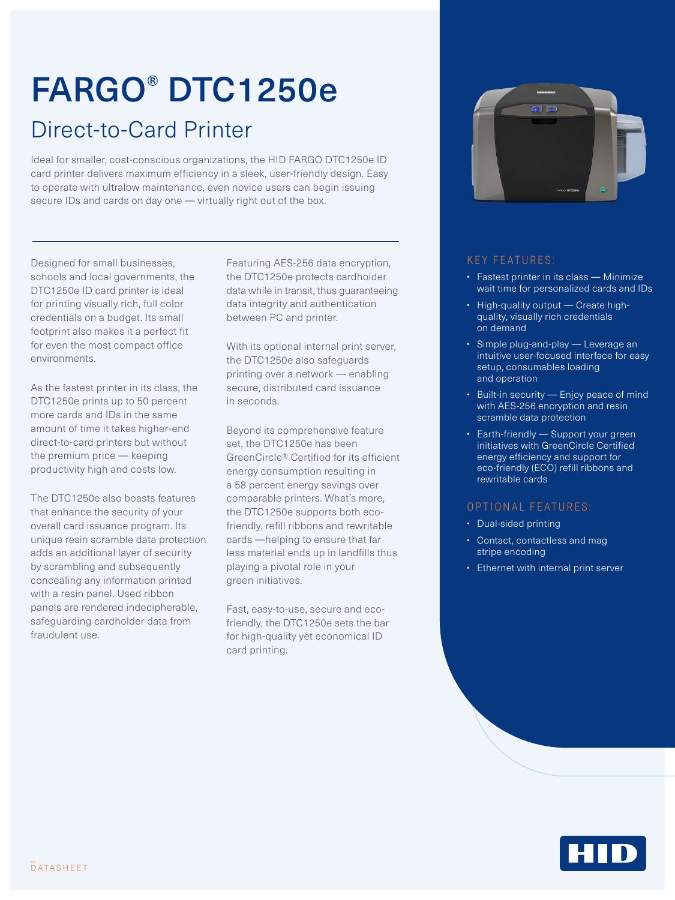# FARGO® DTC1250e

## Direct-to-Card Printer

Ideal for smaller, cost-conscious organizations, the HID FARGO DTC1250e ID card printer delivers maximum efficiency in a sleek, user-friendly design. Easy to operate with ultralow maintenance, even novice users can begin issuing secure IDs and cards on day one — virtually right out of the box.

Designed for small businesses, schools and local governments, the DTC1250e ID card printer is ideal for printing visually rich, full color credentials on a budget. Its small footprint also makes it a perfect fit for even the most compact office environments.

As the fastest printer in its class, the DTC1250e prints up to 50 percent more cards and IDs in the same amount of time it takes higher-end direct-to-card printers but without the premium price — keeping productivity high and costs low.

The DTC1250e also boasts features that enhance the security of your overall card issuance program. Its unique resin scramble data protection adds an additional layer of security by scrambling and subsequently concealing any information printed with a resin panel. Used ribbon panels are rendered indecipherable, safeguarding cardholder data from fraudulent use.

Featuring AES-256 data encryption, the DTC1250e protects cardholder data while in transit, thus guaranteeing data integrity and authentication between PC and printer.

With its optional internal print server, the DTC1250e also safeguards printing over a network — enabling secure, distributed card issuance in seconds.

Beyond its comprehensive feature set, the DTC1250e has been GreenCircle® Certified for its efficient energy consumption resulting in a 58 percent energy savings over comparable printers. What's more, the DTC1250e supports both eco-friendly, refill ribbons and rewritable cards —helping to ensure that far less material ends up in landfills thus playing a pivotal role in your green initiatives.

Fast, easy-to-use, secure and eco-friendly, the DTC1250e sets the bar for high-quality yet economical ID card printing.

### KEY FEATURES:

- Fastest printer in its class — Minimize wait time for personalized cards and IDs
- High-quality output — Create high-quality, visually rich credentials on demand
- Simple plug-and-play — Leverage an intuitive user-focused interface for easy setup, consumables loading and operation
- Built-in security — Enjoy peace of mind with AES-256 encryption and resin scramble data protection
- Earth-friendly — Support your green initiatives with GreenCircle Certified energy efficiency and support for eco-friendly (ECO) refill ribbons and rewritable cards

### OPTIONAL FEATURES:

- Dual-sided printing
- Contact, contactless and mag stripe encoding
- Ethernet with internal print server

DATASHEET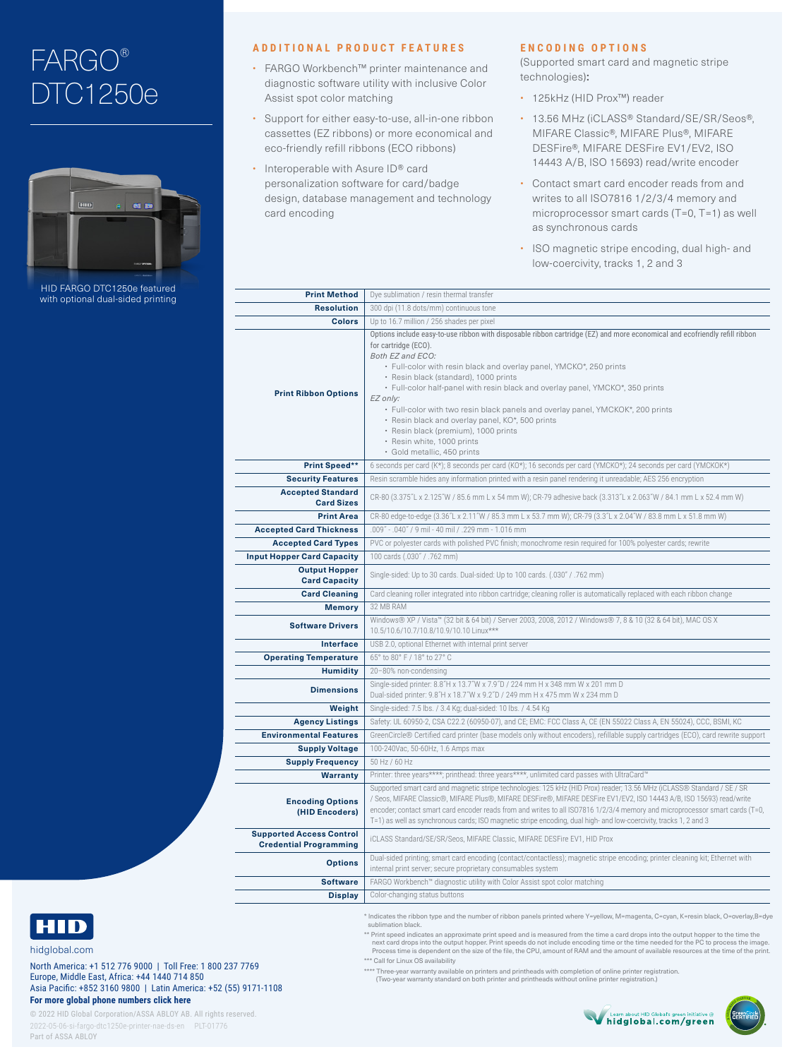# FARGO® DTC1250e

HID FARGO DTC1250e featured with optional dual-sided printing

## ADDITIONAL PRODUCT FEATURES

- FARGO Workbench™ printer maintenance and diagnostic software utility with inclusive Color Assist spot color matching
- Support for either easy-to-use, all-in-one ribbon cassettes (EZ ribbons) or more economical and eco-friendly refill ribbons (ECO ribbons)
- Interoperable with Asure ID® card personalization software for card/badge design, database management and technology card encoding

## ENCODING OPTIONS

(Supported smart card and magnetic stripe technologies):

- 125kHz (HID Prox™) reader
- 13.56 MHz (iCLASS® Standard/SE/SR/Seos®, MIFARE Classic®, MIFARE Plus®, MIFARE DESFire®, MIFARE DESFire EV1/EV2, ISO 14443 A/B, ISO 15693) read/write encoder
- Contact smart card encoder reads from and writes to all ISO7816 1/2/3/4 memory and microprocessor smart cards (T=0, T=1) as well as synchronous cards
- ISO magnetic stripe encoding, dual high- and low-coercivity, tracks 1, 2 and 3

| | |
|---|---|
| **Print Method** | Dye sublimation / resin thermal transfer |
| **Resolution** | 300 dpi (11.8 dots/mm) continuous tone |
| **Colors** | Up to 16.7 million / 256 shades per pixel |
| **Print Ribbon Options** | Options include easy-to-use ribbon with disposable ribbon cartridge (EZ) and more economical and ecofriendly refill ribbon for cartridge (ECO). *Both EZ and ECO:* • Full-color with resin black and overlay panel, YMCKO*, 250 prints • Resin black (standard), 1000 prints • Full-color half-panel with resin black and overlay panel, YMCKO*, 350 prints *EZ only:* • Full-color with two resin black panels and overlay panel, YMCKOK*, 200 prints • Resin black and overlay panel, KO*, 500 prints • Resin black (premium), 1000 prints • Resin white, 1000 prints • Gold metallic, 450 prints |
| **Print Speed**** | 6 seconds per card (K*); 8 seconds per card (KO*); 16 seconds per card (YMCKO*); 24 seconds per card (YMCKOK*) |
| **Security Features** | Resin scramble hides any information printed with a resin panel rendering it unreadable; AES 256 encryption |
| **Accepted Standard Card Sizes** | CR-80 (3.375˝L x 2.125˝W / 85.6 mm L x 54 mm W); CR-79 adhesive back (3.313˝L x 2.063˝W / 84.1 mm L x 52.4 mm W) |
| **Print Area** | CR-80 edge-to-edge (3.36˝L x 2.11˝W / 85.3 mm L x 53.7 mm W); CR-79 (3.3˝L x 2.04˝W / 83.8 mm L x 51.8 mm W) |
| **Accepted Card Thickness** | .009˝ - .040˝ / 9 mil - 40 mil / .229 mm - 1.016 mm |
| **Accepted Card Types** | PVC or polyester cards with polished PVC finish; monochrome resin required for 100% polyester cards; rewrite |
| **Input Hopper Card Capacity** | 100 cards (.030˝ / .762 mm) |
| **Output Hopper Card Capacity** | Single-sided: Up to 30 cards. Dual-sided: Up to 100 cards. (.030˝ / .762 mm) |
| **Card Cleaning** | Card cleaning roller integrated into ribbon cartridge; cleaning roller is automatically replaced with each ribbon change |
| **Memory** | 32 MB RAM |
| **Software Drivers** | Windows® XP / Vista™ (32 bit & 64 bit) / Server 2003, 2008, 2012 / Windows® 7, 8 & 10 (32 & 64 bit), MAC OS X 10.5/10.6/10.7/10.8/10.9/10.10 Linux*** |
| **Interface** | USB 2.0, optional Ethernet with internal print server |
| **Operating Temperature** | 65° to 80° F / 18° to 27° C |
| **Humidity** | 20–80% non-condensing |
| **Dimensions** | Single-sided printer: 8.8˝H x 13.7˝W x 7.9˝D / 224 mm H x 348 mm W x 201 mm D Dual-sided printer: 9.8˝H x 18.7˝W x 9.2˝D / 249 mm H x 475 mm W x 234 mm D |
| **Weight** | Single-sided: 7.5 lbs. / 3.4 Kg; dual-sided: 10 lbs. / 4.54 Kg |
| **Agency Listings** | Safety: UL 60950-2, CSA C22.2 (60950-07), and CE; EMC: FCC Class A, CE (EN 55022 Class A, EN 55024), CCC, BSMI, KC |
| **Environmental Features** | GreenCircle® Certified card printer (base models only without encoders), refillable supply cartridges (ECO), card rewrite support |
| **Supply Voltage** | 100-240Vac, 50-60Hz, 1.6 Amps max |
| **Supply Frequency** | 50 Hz / 60 Hz |
| **Warranty** | Printer: three years****; printhead: three years****, unlimited card passes with UltraCard™ |
| **Encoding Options (HID Encoders)** | Supported smart card and magnetic stripe technologies: 125 kHz (HID Prox) reader; 13.56 MHz (iCLASS® Standard / SE / SR / Seos, MIFARE Classic®, MIFARE Plus®, MIFARE DESFire EV1/EV2, ISO 14443 A/B, ISO 15693) read/write encoder; contact smart card encoder reads from and writes to all ISO7816 1/2/3/4 memory and microprocessor smart cards (T=0, T=1) as well as synchronous cards; ISO magnetic stripe encoding, dual high- and low-coercivity, tracks 1, 2 and 3 |
| **Supported Access Control Credential Programming** | iCLASS Standard/SE/SR/Seos, MIFARE Classic, MIFARE DESFire EV1, HID Prox |
| **Options** | Dual-sided printing; smart card encoding (contact/contactless); magnetic stripe encoding; printer cleaning kit; Ethernet with internal print server; secure proprietary consumables system |
| **Software** | FARGO Workbench™ diagnostic utility with Color Assist spot color matching |
| **Display** | Color-changing status buttons |

\* Indicates the ribbon type and the number of ribbon panels printed where Y=yellow, M=magenta, C=cyan, K=resin black, O=overlay, B=dye sublimation black.

** Print speed indicates an approximate print speed and is measured from the time a card drops into the output hopper to the time the next card drops into the output hopper. Print speeds do not include encoding time or the time needed for the PC to process the image. Process time is dependent on the size of the file, the CPU, amount of RAM and the amount of available resources at the time of the print.

*** Call for Linux OS availability

**** Three-year warranty available on printers and printheads with completion of online printer registration. (Two-year warranty standard on both printer and printheads without online printer registration.)

Learn about HID Global's green initiative @ hidglobal.com/green

hidglobal.com

North America: +1 512 776 9000 | Toll Free: 1 800 237 7769
Europe, Middle East, Africa: +44 1440 714 850
Asia Pacific: +852 3160 9800 | Latin America: +52 (55) 9171-1108
**For more global phone numbers click here**

© 2022 HID Global Corporation/ASSA ABLOY AB. All rights reserved.
2022-05-06-si-fargo-dtc1250e-printer-nae-ds-en PLT-01776
Part of ASSA ABLOY